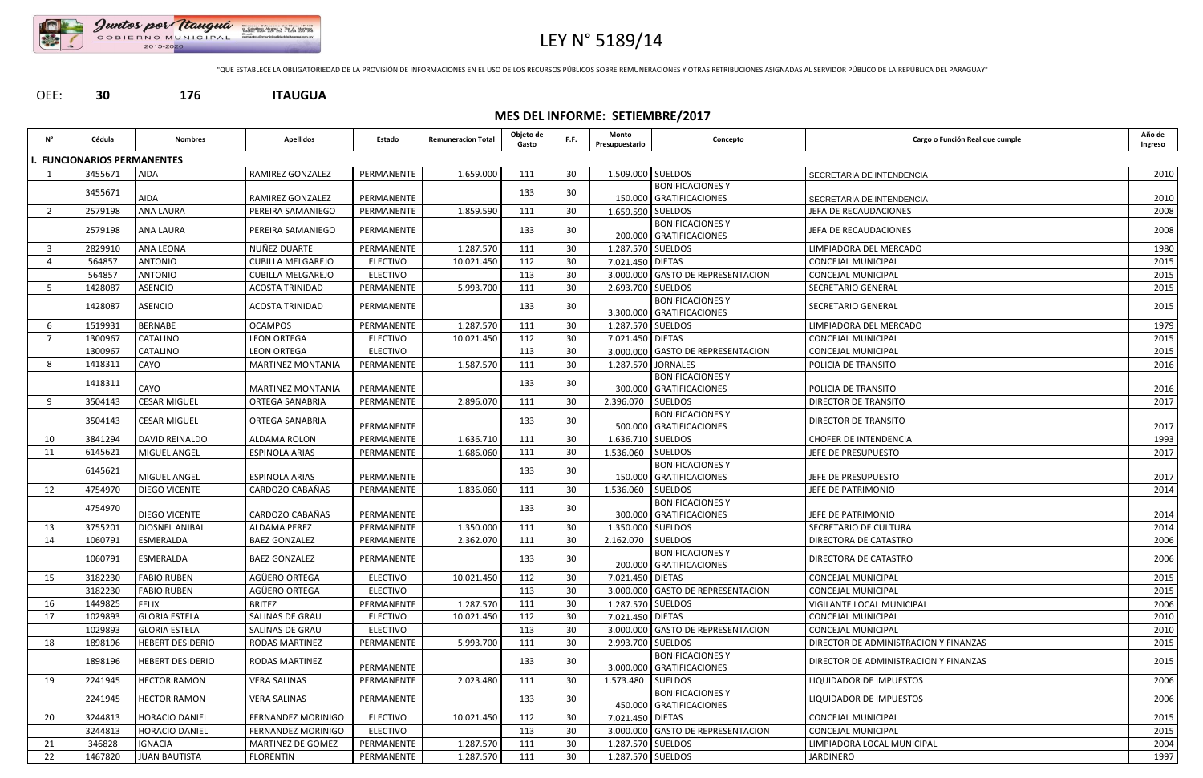Juntos por Itauguá
GOBIERNO MUNICIPAL
2015-2020

# LEY N° 5189/14

"QUE ESTABLECE LA OBLIGATORIEDAD DE LA PROVISIÓN DE INFORMACIONES EN EL USO DE LOS RECURSOS PÚBLICOS SOBRE REMUNERACIONES Y OTRAS RETRIBUCIONES ASIGNADAS AL SERVIDOR PÚBLICO DE LA REPÚBLICA DEL PARAGUAY"

OEE: **30** **176** **ITAUGUA**

## MES DEL INFORME: SETIEMBRE/2017

| N° | Cédula | Nombres | Apellidos | Estado | Remuneracion Total | Objeto de Gasto | F.F. | Monto Presupuestario | Concepto | Cargo o Función Real que cumple | Año de Ingreso |
|---|---|---|---|---|---|---|---|---|---|---|---|
| **I. FUNCIONARIOS PERMANENTES** | | | | | | | | | | | |
| 1 | 3455671 | AIDA | RAMIREZ GONZALEZ | PERMANENTE | 1.659.000 | 111 | 30 | 1.509.000 | SUELDOS | SECRETARIA DE INTENDENCIA | 2010 |
| | 3455671 | AIDA | RAMIREZ GONZALEZ | PERMANENTE | | 133 | 30 | 150.000 | BONIFICACIONES Y GRATIFICACIONES | SECRETARIA DE INTENDENCIA | 2010 |
| 2 | 2579198 | ANA LAURA | PEREIRA SAMANIEGO | PERMANENTE | 1.859.590 | 111 | 30 | 1.659.590 | SUELDOS | JEFA DE RECAUDACIONES | 2008 |
| | 2579198 | ANA LAURA | PEREIRA SAMANIEGO | PERMANENTE | | 133 | 30 | 200.000 | BONIFICACIONES Y GRATIFICACIONES | JEFA DE RECAUDACIONES | 2008 |
| 3 | 2829910 | ANA LEONA | NUÑEZ DUARTE | PERMANENTE | 1.287.570 | 111 | 30 | 1.287.570 | SUELDOS | LIMPIADORA DEL MERCADO | 1980 |
| 4 | 564857 | ANTONIO | CUBILLA MELGAREJO | ELECTIVO | 10.021.450 | 112 | 30 | 7.021.450 | DIETAS | CONCEJAL MUNICIPAL | 2015 |
| | 564857 | ANTONIO | CUBILLA MELGAREJO | ELECTIVO | | 113 | 30 | 3.000.000 | GASTO DE REPRESENTACION | CONCEJAL MUNICIPAL | 2015 |
| 5 | 1428087 | ASENCIO | ACOSTA TRINIDAD | PERMANENTE | 5.993.700 | 111 | 30 | 2.693.700 | SUELDOS | SECRETARIO GENERAL | 2015 |
| | 1428087 | ASENCIO | ACOSTA TRINIDAD | PERMANENTE | | 133 | 30 | 3.300.000 | BONIFICACIONES Y GRATIFICACIONES | SECRETARIO GENERAL | 2015 |
| 6 | 1519931 | BERNABE | OCAMPOS | PERMANENTE | 1.287.570 | 111 | 30 | 1.287.570 | SUELDOS | LIMPIADORA DEL MERCADO | 1979 |
| 7 | 1300967 | CATALINO | LEON ORTEGA | ELECTIVO | 10.021.450 | 112 | 30 | 7.021.450 | DIETAS | CONCEJAL MUNICIPAL | 2015 |
| | 1300967 | CATALINO | LEON ORTEGA | ELECTIVO | | 113 | 30 | 3.000.000 | GASTO DE REPRESENTACION | CONCEJAL MUNICIPAL | 2015 |
| 8 | 1418311 | CAYO | MARTINEZ MONTANIA | PERMANENTE | 1.587.570 | 111 | 30 | 1.287.570 | JORNALES | POLICIA DE TRANSITO | 2016 |
| | 1418311 | CAYO | MARTINEZ MONTANIA | PERMANENTE | | 133 | 30 | 300.000 | BONIFICACIONES Y GRATIFICACIONES | POLICIA DE TRANSITO | 2016 |
| 9 | 3504143 | CESAR MIGUEL | ORTEGA SANABRIA | PERMANENTE | 2.896.070 | 111 | 30 | 2.396.070 | SUELDOS | DIRECTOR DE TRANSITO | 2017 |
| | 3504143 | CESAR MIGUEL | ORTEGA SANABRIA | PERMANENTE | | 133 | 30 | 500.000 | BONIFICACIONES Y GRATIFICACIONES | DIRECTOR DE TRANSITO | 2017 |
| 10 | 3841294 | DAVID REINALDO | ALDAMA ROLON | PERMANENTE | 1.636.710 | 111 | 30 | 1.636.710 | SUELDOS | CHOFER DE INTENDENCIA | 1993 |
| 11 | 6145621 | MIGUEL ANGEL | ESPINOLA ARIAS | PERMANENTE | 1.686.060 | 111 | 30 | 1.536.060 | SUELDOS | JEFE DE PRESUPUESTO | 2017 |
| | 6145621 | MIGUEL ANGEL | ESPINOLA ARIAS | PERMANENTE | | 133 | 30 | 150.000 | BONIFICACIONES Y GRATIFICACIONES | JEFE DE PRESUPUESTO | 2017 |
| 12 | 4754970 | DIEGO VICENTE | CARDOZO CABAÑAS | PERMANENTE | 1.836.060 | 111 | 30 | 1.536.060 | SUELDOS | JEFE DE PATRIMONIO | 2014 |
| | 4754970 | DIEGO VICENTE | CARDOZO CABAÑAS | PERMANENTE | | 133 | 30 | 300.000 | BONIFICACIONES Y GRATIFICACIONES | JEFE DE PATRIMONIO | 2014 |
| 13 | 3755201 | DIOSNEL ANIBAL | ALDAMA PEREZ | PERMANENTE | 1.350.000 | 111 | 30 | 1.350.000 | SUELDOS | SECRETARIO DE CULTURA | 2014 |
| 14 | 1060791 | ESMERALDA | BAEZ GONZALEZ | PERMANENTE | 2.362.070 | 111 | 30 | 2.162.070 | SUELDOS | DIRECTORA DE CATASTRO | 2006 |
| | 1060791 | ESMERALDA | BAEZ GONZALEZ | PERMANENTE | | 133 | 30 | 200.000 | BONIFICACIONES Y GRATIFICACIONES | DIRECTORA DE CATASTRO | 2006 |
| 15 | 3182230 | FABIO RUBEN | AGÜERO ORTEGA | ELECTIVO | 10.021.450 | 112 | 30 | 7.021.450 | DIETAS | CONCEJAL MUNICIPAL | 2015 |
| | 3182230 | FABIO RUBEN | AGÜERO ORTEGA | ELECTIVO | | 113 | 30 | 3.000.000 | GASTO DE REPRESENTACION | CONCEJAL MUNICIPAL | 2015 |
| 16 | 1449825 | FELIX | BRITEZ | PERMANENTE | 1.287.570 | 111 | 30 | 1.287.570 | SUELDOS | VIGILANTE LOCAL MUNICIPAL | 2006 |
| 17 | 1029893 | GLORIA ESTELA | SALINAS DE GRAU | ELECTIVO | 10.021.450 | 112 | 30 | 7.021.450 | DIETAS | CONCEJAL MUNICIPAL | 2010 |
| | 1029893 | GLORIA ESTELA | SALINAS DE GRAU | ELECTIVO | | 113 | 30 | 3.000.000 | GASTO DE REPRESENTACION | CONCEJAL MUNICIPAL | 2010 |
| 18 | 1898196 | HEBERT DESIDERIO | RODAS MARTINEZ | PERMANENTE | 5.993.700 | 111 | 30 | 2.993.700 | SUELDOS | DIRECTOR DE ADMINISTRACION Y FINANZAS | 2015 |
| | 1898196 | HEBERT DESIDERIO | RODAS MARTINEZ | PERMANENTE | | 133 | 30 | 3.000.000 | BONIFICACIONES Y GRATIFICACIONES | DIRECTOR DE ADMINISTRACION Y FINANZAS | 2015 |
| 19 | 2241945 | HECTOR RAMON | VERA SALINAS | PERMANENTE | 2.023.480 | 111 | 30 | 1.573.480 | SUELDOS | LIQUIDADOR DE IMPUESTOS | 2006 |
| | 2241945 | HECTOR RAMON | VERA SALINAS | PERMANENTE | | 133 | 30 | 450.000 | BONIFICACIONES Y GRATIFICACIONES | LIQUIDADOR DE IMPUESTOS | 2006 |
| 20 | 3244813 | HORACIO DANIEL | FERNANDEZ MORINIGO | ELECTIVO | 10.021.450 | 112 | 30 | 7.021.450 | DIETAS | CONCEJAL MUNICIPAL | 2015 |
| | 3244813 | HORACIO DANIEL | FERNANDEZ MORINIGO | ELECTIVO | | 113 | 30 | 3.000.000 | GASTO DE REPRESENTACION | CONCEJAL MUNICIPAL | 2015 |
| 21 | 346828 | IGNACIA | MARTINEZ DE GOMEZ | PERMANENTE | 1.287.570 | 111 | 30 | 1.287.570 | SUELDOS | LIMPIADORA LOCAL MUNICIPAL | 2004 |
| 22 | 1467820 | JUAN BAUTISTA | FLORENTIN | PERMANENTE | 1.287.570 | 111 | 30 | 1.287.570 | SUELDOS | JARDINERO | 1997 |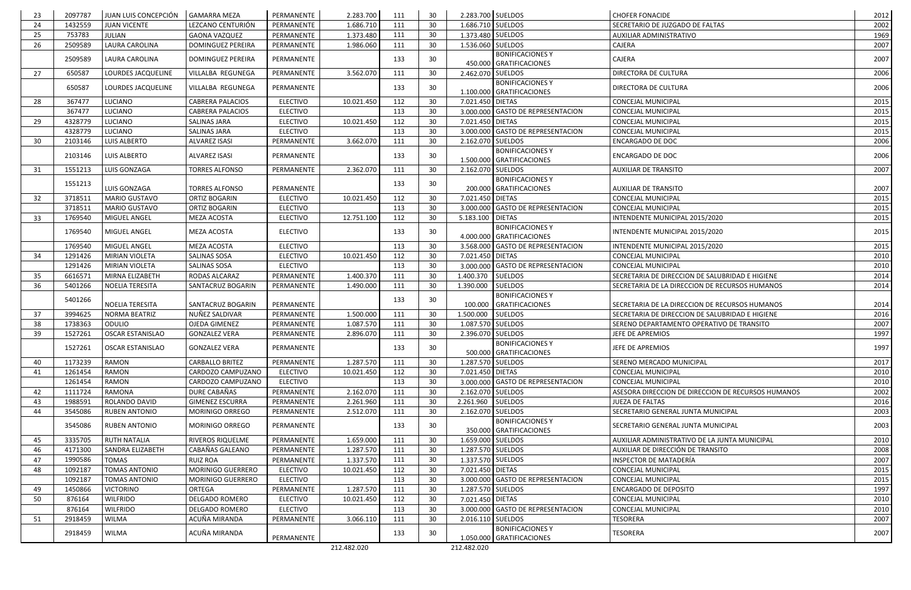| 23 | 2097787 | JUAN LUIS CONCEPCIÓN | GAMARRA MEZA | PERMANENTE | 2.283.700 | 111 | 30 | 2.283.700 | SUELDOS | CHOFER FONACIDE | 2012 |
|---|---|---|---|---|---|---|---|---|---|---|---|
| 24 | 1432559 | JUAN VICENTE | LEZCANO CENTURIÓN | PERMANENTE | 1.686.710 | 111 | 30 | 1.686.710 | SUELDOS | SECRETARIO DE JUZGADO DE FALTAS | 2002 |
| 25 | 753783 | JULIAN | GAONA VAZQUEZ | PERMANENTE | 1.373.480 | 111 | 30 | 1.373.480 | SUELDOS | AUXILIAR ADMINISTRATIVO | 1969 |
| 26 | 2509589 | LAURA CAROLINA | DOMINGUEZ PEREIRA | PERMANENTE | 1.986.060 | 111 | 30 | 1.536.060 | SUELDOS | CAJERA | 2007 |
| | 2509589 | LAURA CAROLINA | DOMINGUEZ PEREIRA | PERMANENTE | | 133 | 30 | 450.000 | BONIFICACIONES Y GRATIFICACIONES | CAJERA | 2007 |
| 27 | 650587 | LOURDES JACQUELINE | VILLALBA REGUNEGA | PERMANENTE | 3.562.070 | 111 | 30 | 2.462.070 | SUELDOS | DIRECTORA DE CULTURA | 2006 |
| | 650587 | LOURDES JACQUELINE | VILLALBA REGUNEGA | PERMANENTE | | 133 | 30 | 1.100.000 | BONIFICACIONES Y GRATIFICACIONES | DIRECTORA DE CULTURA | 2006 |
| 28 | 367477 | LUCIANO | CABRERA PALACIOS | ELECTIVO | 10.021.450 | 112 | 30 | 7.021.450 | DIETAS | CONCEJAL MUNICIPAL | 2015 |
| | 367477 | LUCIANO | CABRERA PALACIOS | ELECTIVO | | 113 | 30 | 3.000.000 | GASTO DE REPRESENTACION | CONCEJAL MUNICIPAL | 2015 |
| 29 | 4328779 | LUCIANO | SALINAS JARA | ELECTIVO | 10.021.450 | 112 | 30 | 7.021.450 | DIETAS | CONCEJAL MUNICIPAL | 2015 |
| | 4328779 | LUCIANO | SALINAS JARA | ELECTIVO | | 113 | 30 | 3.000.000 | GASTO DE REPRESENTACION | CONCEJAL MUNICIPAL | 2015 |
| 30 | 2103146 | LUIS ALBERTO | ALVAREZ ISASI | PERMANENTE | 3.662.070 | 111 | 30 | 2.162.070 | SUELDOS | ENCARGADO DE DOC | 2006 |
| | 2103146 | LUIS ALBERTO | ALVAREZ ISASI | PERMANENTE | | 133 | 30 | 1.500.000 | BONIFICACIONES Y GRATIFICACIONES | ENCARGADO DE DOC | 2006 |
| 31 | 1551213 | LUIS GONZAGA | TORRES ALFONSO | PERMANENTE | 2.362.070 | 111 | 30 | 2.162.070 | SUELDOS | AUXILIAR DE TRANSITO | 2007 |
| | 1551213 | LUIS GONZAGA | TORRES ALFONSO | PERMANENTE | | 133 | 30 | 200.000 | BONIFICACIONES Y GRATIFICACIONES | AUXILIAR DE TRANSITO | 2007 |
| 32 | 3718511 | MARIO GUSTAVO | ORTIZ BOGARIN | ELECTIVO | 10.021.450 | 112 | 30 | 7.021.450 | DIETAS | CONCEJAL MUNICIPAL | 2015 |
| | 3718511 | MARIO GUSTAVO | ORTIZ BOGARIN | ELECTIVO | | 113 | 30 | 3.000.000 | GASTO DE REPRESENTACION | CONCEJAL MUNICIPAL | 2015 |
| 33 | 1769540 | MIGUEL ANGEL | MEZA ACOSTA | ELECTIVO | 12.751.100 | 112 | 30 | 5.183.100 | DIETAS | INTENDENTE MUNICIPAL 2015/2020 | 2015 |
| | 1769540 | MIGUEL ANGEL | MEZA ACOSTA | ELECTIVO | | 133 | 30 | 4.000.000 | BONIFICACIONES Y GRATIFICACIONES | INTENDENTE MUNICIPAL 2015/2020 | 2015 |
| | 1769540 | MIGUEL ANGEL | MEZA ACOSTA | ELECTIVO | | 113 | 30 | 3.568.000 | GASTO DE REPRESENTACION | INTENDENTE MUNICIPAL 2015/2020 | 2015 |
| 34 | 1291426 | MIRIAN VIOLETA | SALINAS SOSA | ELECTIVO | 10.021.450 | 112 | 30 | 7.021.450 | DIETAS | CONCEJAL MUNICIPAL | 2010 |
| | 1291426 | MIRIAN VIOLETA | SALINAS SOSA | ELECTIVO | | 113 | 30 | 3.000.000 | GASTO DE REPRESENTACION | CONCEJAL MUNICIPAL | 2010 |
| 35 | 6616571 | MIRNA ELIZABETH | RODAS ALCARAZ | PERMANENTE | 1.400.370 | 111 | 30 | 1.400.370 | SUELDOS | SECRETARIA DE DIRECCION DE SALUBRIDAD E HIGIENE | 2014 |
| 36 | 5401266 | NOELIA TERESITA | SANTACRUZ BOGARIN | PERMANENTE | 1.490.000 | 111 | 30 | 1.390.000 | SUELDOS | SECRETARIA DE LA DIRECCION DE RECURSOS HUMANOS | 2014 |
| | 5401266 | NOELIA TERESITA | SANTACRUZ BOGARIN | PERMANENTE | | 133 | 30 | 100.000 | BONIFICACIONES Y GRATIFICACIONES | SECRETARIA DE LA DIRECCION DE RECURSOS HUMANOS | 2014 |
| 37 | 3994625 | NORMA BEATRIZ | NUÑEZ SALDIVAR | PERMANENTE | 1.500.000 | 111 | 30 | 1.500.000 | SUELDOS | SECRETARIA DE DIRECCION DE SALUBRIDAD E HIGIENE | 2016 |
| 38 | 1738363 | ODULIO | OJEDA GIMENEZ | PERMANENTE | 1.087.570 | 111 | 30 | 1.087.570 | SUELDOS | SERENO DEPARTAMENTO OPERATIVO DE TRANSITO | 2007 |
| 39 | 1527261 | OSCAR ESTANISLAO | GONZALEZ VERA | PERMANENTE | 2.896.070 | 111 | 30 | 2.396.070 | SUELDOS | JEFE DE APREMIOS | 1997 |
| | 1527261 | OSCAR ESTANISLAO | GONZALEZ VERA | PERMANENTE | | 133 | 30 | 500.000 | BONIFICACIONES Y GRATIFICACIONES | JEFE DE APREMIOS | 1997 |
| 40 | 1173239 | RAMON | CARBALLO BRITEZ | PERMANENTE | 1.287.570 | 111 | 30 | 1.287.570 | SUELDOS | SERENO MERCADO MUNICIPAL | 2017 |
| 41 | 1261454 | RAMON | CARDOZO CAMPUZANO | ELECTIVO | 10.021.450 | 112 | 30 | 7.021.450 | DIETAS | CONCEJAL MUNICIPAL | 2010 |
| | 1261454 | RAMON | CARDOZO CAMPUZANO | ELECTIVO | | 113 | 30 | 3.000.000 | GASTO DE REPRESENTACION | CONCEJAL MUNICIPAL | 2010 |
| 42 | 1111724 | RAMONA | DURE CABAÑAS | PERMANENTE | 2.162.070 | 111 | 30 | 2.162.070 | SUELDOS | ASESORA DIRECCION DE DIRECCION DE RECURSOS HUMANOS | 2002 |
| 43 | 1988591 | ROLANDO DAVID | GIMENEZ ESCURRA | PERMANENTE | 2.261.960 | 111 | 30 | 2.261.960 | SUELDOS | JUEZA DE FALTAS | 2016 |
| 44 | 3545086 | RUBEN ANTONIO | MORINIGO ORREGO | PERMANENTE | 2.512.070 | 111 | 30 | 2.162.070 | SUELDOS | SECRETARIO GENERAL JUNTA MUNICIPAL | 2003 |
| | 3545086 | RUBEN ANTONIO | MORINIGO ORREGO | PERMANENTE | | 133 | 30 | 350.000 | BONIFICACIONES Y GRATIFICACIONES | SECRETARIO GENERAL JUNTA MUNICIPAL | 2003 |
| 45 | 3335705 | RUTH NATALIA | RIVEROS RIQUELME | PERMANENTE | 1.659.000 | 111 | 30 | 1.659.000 | SUELDOS | AUXILIAR ADMINISTRATIVO DE LA JUNTA MUNICIPAL | 2010 |
| 46 | 4171300 | SANDRA ELIZABETH | CABAÑAS GALEANO | PERMANENTE | 1.287.570 | 111 | 30 | 1.287.570 | SUELDOS | AUXILIAR DE DIRECCIÓN DE TRANSITO | 2008 |
| 47 | 1990586 | TOMAS | RUIZ ROA | PERMANENTE | 1.337.570 | 111 | 30 | 1.337.570 | SUELDOS | INSPECTOR DE MATADERÍA | 2007 |
| 48 | 1092187 | TOMAS ANTONIO | MORINIGO GUERRERO | ELECTIVO | 10.021.450 | 112 | 30 | 7.021.450 | DIETAS | CONCEJAL MUNICIPAL | 2015 |
| | 1092187 | TOMAS ANTONIO | MORINIGO GUERRERO | ELECTIVO | | 113 | 30 | 3.000.000 | GASTO DE REPRESENTACION | CONCEJAL MUNICIPAL | 2015 |
| 49 | 1450866 | VICTORINO | ORTEGA | PERMANENTE | 1.287.570 | 111 | 30 | 1.287.570 | SUELDOS | ENCARGADO DE DEPOSITO | 1997 |
| 50 | 876164 | WILFRIDO | DELGADO ROMERO | ELECTIVO | 10.021.450 | 112 | 30 | 7.021.450 | DIETAS | CONCEJAL MUNICIPAL | 2010 |
| | 876164 | WILFRIDO | DELGADO ROMERO | ELECTIVO | | 113 | 30 | 3.000.000 | GASTO DE REPRESENTACION | CONCEJAL MUNICIPAL | 2010 |
| 51 | 2918459 | WILMA | ACUÑA MIRANDA | PERMANENTE | 3.066.110 | 111 | 30 | 2.016.110 | SUELDOS | TESORERA | 2007 |
| | 2918459 | WILMA | ACUÑA MIRANDA | PERMANENTE | | 133 | 30 | 1.050.000 | BONIFICACIONES Y GRATIFICACIONES | TESORERA | 2007 |
| | | | | | 212.482.020 | | | 212.482.020 | | | |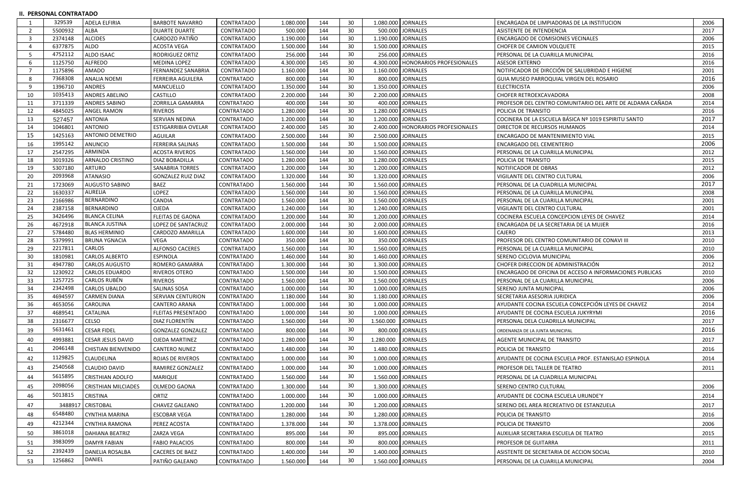## II. PERSONAL CONTRATADO

| | | | | | | | | | | | |
|---|---|---|---|---|---|---|---|---|---|---|---|
| 1 | 329539 | ADELA ELFIRIA | BARBOTE NAVARRO | CONTRATADO | 1.080.000 | 144 | 30 | 1.080.000 | JORNALES | ENCARGADA DE LIMPIADORAS DE LA INSTITUCION | 2006 |
| 2 | 5500932 | ALBA | DUARTE DUARTE | CONTRATADO | 500.000 | 144 | 30 | 500.000 | JORNALES | ASISTENTE DE INTENDENCIA | 2017 |
| 3 | 2374148 | ALCIDES | CARDOZO PATIÑO | CONTRATADO | 1.190.000 | 144 | 30 | 1.190.000 | JORNALES | ENCARGADO DE COMISIONES VECINALES | 2006 |
| 4 | 6377875 | ALDO | ACOSTA VEGA | CONTRATADO | 1.500.000 | 144 | 30 | 1.500.000 | JORNALES | CHOFER DE CAMION VOLQUETE | 2015 |
| 5 | 4752112 | ALDO ISAAC | RODRIGUEZ ORTIZ | CONTRATADO | 256.000 | 144 | 30 | 256.000 | JORNALES | PERSONAL DE LA CUARILLA MUNICIPAL | 2016 |
| 6 | 1125750 | ALFREDO | MEDINA LOPEZ | CONTRATADO | 4.300.000 | 145 | 30 | 4.300.000 | HONORARIOS PROFESIONALES | ASESOR EXTERNO | 2016 |
| 7 | 1175896 | AMADO | FERNANDEZ SANABRIA | CONTRATADO | 1.160.000 | 144 | 30 | 1.160.000 | JORNALES | NOTIFICADOR DE DIRCCIÓN DE SALUBRIDAD E HIGIENE | 2001 |
| 8 | 7368308 | ANALIA NOEMI | FERREIRA AGUILERA | CONTRATADO | 800.000 | 144 | 30 | 800.000 | JORNALES | GUIA MUSEO PARROQUIAL VIRGEN DEL ROSARIO | 2016 |
| 9 | 1396710 | ANDRES | MANCUELLO | CONTRATADO | 1.350.000 | 144 | 30 | 1.350.000 | JORNALES | ELECTRICISTA | 2006 |
| 10 | 1035413 | ANDRES ABELINO | CASTILLO | CONTRATADO | 2.200.000 | 144 | 30 | 2.200.000 | JORNALES | CHOFER RETROEXCAVADORA | 2008 |
| 11 | 3711339 | ANDRES SABINO | ZORRILLA GAMARRA | CONTRATADO | 400.000 | 144 | 30 | 400.000 | JORNALES | PROFESOR DEL CENTRO COMUNITARIO DEL ARTE DE ALDAMA CAÑADA | 2014 |
| 12 | 4845025 | ANGEL RAMON | RIVEROS | CONTRATADO | 1.280.000 | 144 | 30 | 1.280.000 | JORNALES | POLICIA DE TRANSITO | 2016 |
| 13 | 527457 | ANTONIA | SERVIAN NEDINA | CONTRATADO | 1.200.000 | 144 | 30 | 1.200.000 | JORNALES | COCINERA DE LA ESCUELA BÁSICA Nº 1019 ESPIRITU SANTO | 2017 |
| 14 | 1046801 | ANTONIO | ESTIGARRIBIA OVELAR | CONTRATADO | 2.400.000 | 145 | 30 | 2.400.000 | HONORARIOS PROFESIONALES | DIRECTOR DE RECURSOS HUMANOS | 2014 |
| 15 | 1425163 | ANTONIO DEMETRIO | AGUILAR | CONTRATADO | 2.500.000 | 144 | 30 | 2.500.000 | JORNALES | ENCARGADO DE MANTENIMIENTO VIAL | 2015 |
| 16 | 1995142 | ANUNCIO | FERREIRA SALINAS | CONTRATADO | 1.500.000 | 144 | 30 | 1.500.000 | JORNALES | ENCARGADO DEL CEMENTERIO | 2006 |
| 17 | 2547295 | ARMINDA | ACOSTA RIVEROS | CONTRATADO | 1.560.000 | 144 | 30 | 1.560.000 | JORNALES | PERSONAL DE LA CUARILLA MUNICIPAL | 2012 |
| 18 | 3019326 | ARNALDO CRISTINO | DIAZ BOBADILLA | CONTRATADO | 1.280.000 | 144 | 30 | 1.280.000 | JORNALES | POLICIA DE TRANSITO | 2015 |
| 19 | 5307180 | ARTURO | SANABRIA TORRES | CONTRATADO | 1.200.000 | 144 | 30 | 1.200.000 | JORNALES | NOTIFICADOR DE OBRAS | 2012 |
| 20 | 2093968 | ATANASIO | GONZALEZ RUIZ DIAZ | CONTRATADO | 1.320.000 | 144 | 30 | 1.320.000 | JORNALES | VIGILANTE DEL CENTRO CULTURAL | 2006 |
| 21 | 1723069 | AUGUSTO SABINO | BAEZ | CONTRATADO | 1.560.000 | 144 | 30 | 1.560.000 | JORNALES | PERSONAL DE LA CUADRILLA MUNICIPAL | 2017 |
| 22 | 1630337 | AURELIA | LOPEZ | CONTRATADO | 1.560.000 | 144 | 30 | 1.560.000 | JORNALES | PERSONAL DE LA CUARILLA MUNICIPAL | 2008 |
| 23 | 2166986 | BERNARDINO | CANDIA | CONTRATADO | 1.560.000 | 144 | 30 | 1.560.000 | JORNALES | PERSONAL DE LA CUARILLA MUNICIPAL | 2001 |
| 24 | 2387158 | BERNARDINO | OJEDA | CONTRATADO | 1.240.000 | 144 | 30 | 1.240.000 | JORNALES | VIGILANTE DEL CENTRO CULTURAL | 2001 |
| 25 | 3426496 | BLANCA CELINA | FLEITAS DE GAONA | CONTRATADO | 1.200.000 | 144 | 30 | 1.200.000 | JORNALES | COCINERA ESCUELA CONCEPCION LEYES DE CHAVEZ | 2014 |
| 26 | 4672918 | BLANCA JUSTINA | LOPEZ DE SANTACRUZ | CONTRATADO | 2.000.000 | 144 | 30 | 2.000.000 | JORNALES | ENCARGADA DE LA SECRETARIA DE LA MUJER | 2016 |
| 27 | 5784480 | BLAS HERMINIO | CARDOZO AMARILLA | CONTRATADO | 1.600.000 | 144 | 30 | 1.600.000 | JORNALES | CAJERO | 2013 |
| 28 | 5379991 | BRUNA YGNACIA | VEGA | CONTRATADO | 350.000 | 144 | 30 | 350.000 | JORNALES | PROFESOR DEL CENTRO COMUNITARIO DE CONAVI III | 2010 |
| 29 | 2217811 | CARLOS | ALFONSO CACERES | CONTRATADO | 1.560.000 | 144 | 30 | 1.560.000 | JORNALES | PERSONAL DE LA CUARILLA MUNICIPAL | 2010 |
| 30 | 1810981 | CARLOS ALBERTO | ESPINOLA | CONTRATADO | 1.460.000 | 144 | 30 | 1.460.000 | JORNALES | SERENO CICLOVIA MUNICIPAL | 2006 |
| 31 | 4947780 | CARLOS AUGUSTO | ROMERO GAMARRA | CONTRATADO | 1.300.000 | 144 | 30 | 1.300.000 | JORNALES | CHOFER DIRECCION DE ADMINISTRACIÓN | 2012 |
| 32 | 1230922 | CARLOS EDUARDO | RIVEROS OTERO | CONTRATADO | 1.500.000 | 144 | 30 | 1.500.000 | JORNALES | ENCARGADO DE OFICINA DE ACCESO A INFORMACIONES PUBLICAS | 2010 |
| 33 | 1257725 | CARLOS RUBÉN | RIVEROS | CONTRATADO | 1.560.000 | 144 | 30 | 1.560.000 | JORNALES | PERSONAL DE LA CUARILLA MUNICIPAL | 2006 |
| 34 | 2342498 | CARLOS UBALDO | SALINAS SOSA | CONTRATADO | 1.000.000 | 144 | 30 | 1.000.000 | JORNALES | SERENO JUNTA MUNICIPAL | 2006 |
| 35 | 4694597 | CARMEN DIANA | SERVIAN CENTURION | CONTRATADO | 1.180.000 | 144 | 30 | 1.180.000 | JORNALES | SECRETARIA ASESORIA JURIDICA | 2006 |
| 36 | 4653056 | CAROLINA | CANTERO ARANA | CONTRATADO | 1.000.000 | 144 | 30 | 1.000.000 | JORNALES | AYUDANTE COCINA ESCUELA CONCEPCIÓN LEYES DE CHAVEZ | 2014 |
| 37 | 4689541 | CATALINA | FLEITAS PRESENTADO | CONTRATADO | 1.000.000 | 144 | 30 | 1.000.000 | JORNALES | AYUDANTE DE COCINA ESCUELA JUKYRYMI | 2016 |
| 38 | 2316677 | CELSO | DIAZ FLORENTÍN | CONTRATADO | 1.560.000 | 144 | 30 | 1.560.000 | JORNALES | PERSONAL DELA CUADRILLA MUNICIPAL | 2017 |
| 39 | 5631461 | CESAR FIDEL | GONZALEZ GONZALEZ | CONTRATADO | 800.000 | 144 | 30 | 800.000 | JORNALES | ORDENANZA DE LA JUNTA MUNICIPAL | 2016 |
| 40 | 4993881 | CESAR JESUS DAVID | OJEDA MARTINEZ | CONTRATADO | 1.280.000 | 144 | 30 | 1.280.000 | JORNALES | AGENTE MUNICIPAL DE TRANSITO | 2017 |
| 41 | 2046148 | CHISTIAN BIENVENIDO | CANTERO NUNEZ | CONTRATADO | 1.480.000 | 144 | 30 | 1.480.000 | JORNALES | POLICIA DE TRANSITO | 2016 |
| 42 | 1129825 | CLAUDELINA | ROJAS DE RIVEROS | CONTRATADO | 1.000.000 | 144 | 30 | 1.000.000 | JORNALES | AYUDANTE DE COCINA ESCUELA PROF. ESTANISLAO ESPINOLA | 2014 |
| 43 | 2540568 | CLAUDIO DAVID | RAMIREZ GONZALEZ | CONTRATADO | 1.000.000 | 144 | 30 | 1.000.000 | JORNALES | PROFESOR DEL TALLER DE TEATRO | 2011 |
| 44 | 5615895 | CRISTHIAN ADOLFO | MARIQUE | CONTRATADO | 1.560.000 | 144 | 30 | 1.560.000 | JORNALES | PERSONAL DE LA CUADRILLA MUNICIPAL | |
| 45 | 2098056 | CRISTHIAN MILCIADES | OLMEDO GAONA | CONTRATADO | 1.300.000 | 144 | 30 | 1.300.000 | JORNALES | SERENO CENTRO CULTURAL | 2006 |
| 46 | 5013815 | CRISTINA | ORTIZ | CONTRATADO | 1.000.000 | 144 | 30 | 1.000.000 | JORNALES | AYUDANTE DE COCINA ESCUELA URUNDE'Y | 2014 |
| 47 | 3488917 | CRISTOBAL | CHAVEZ GALEANO | CONTRATADO | 1.200.000 | 144 | 30 | 1.200.000 | JORNALES | SERENO DEL AREA RECREATIVO DE ESTANZUELA | 2017 |
| 48 | 6548480 | CYNTHIA MARINA | ESCOBAR VEGA | CONTRATADO | 1.280.000 | 144 | 30 | 1.280.000 | JORNALES | POLICIA DE TRANSITO | 2016 |
| 49 | 4212344 | CYNTHIA RAMONA | PEREZ ACOSTA | CONTRATADO | 1.378.000 | 144 | 30 | 1.378.000 | JORNALES | POLICIA DE TRANSITO | 2006 |
| 50 | 3861018 | DAHIANA BEATRIZ | ZARZA VEGA | CONTRATADO | 895.000 | 144 | 30 | 895.000 | JORNALES | AUXILIAR SECRETARIA ESCUELA DE TEATRO | 2015 |
| 51 | 3983099 | DAMYR FABIAN | FABIO PALACIOS | CONTRATADO | 800.000 | 144 | 30 | 800.000 | JORNALES | PROFESOR DE GUITARRA | 2011 |
| 52 | 2392439 | DANELIA ROSALBA | CACERES DE BAEZ | CONTRATADO | 1.400.000 | 144 | 30 | 1.400.000 | JORNALES | ASISTENTE DE SECRETARIA DE ACCION SOCIAL | 2010 |
| 53 | 1256862 | DANIEL | PATIÑO GALEANO | CONTRATADO | 1.560.000 | 144 | 30 | 1.560.000 | JORNALES | PERSONAL DE LA CUARILLA MUNICIPAL | 2004 |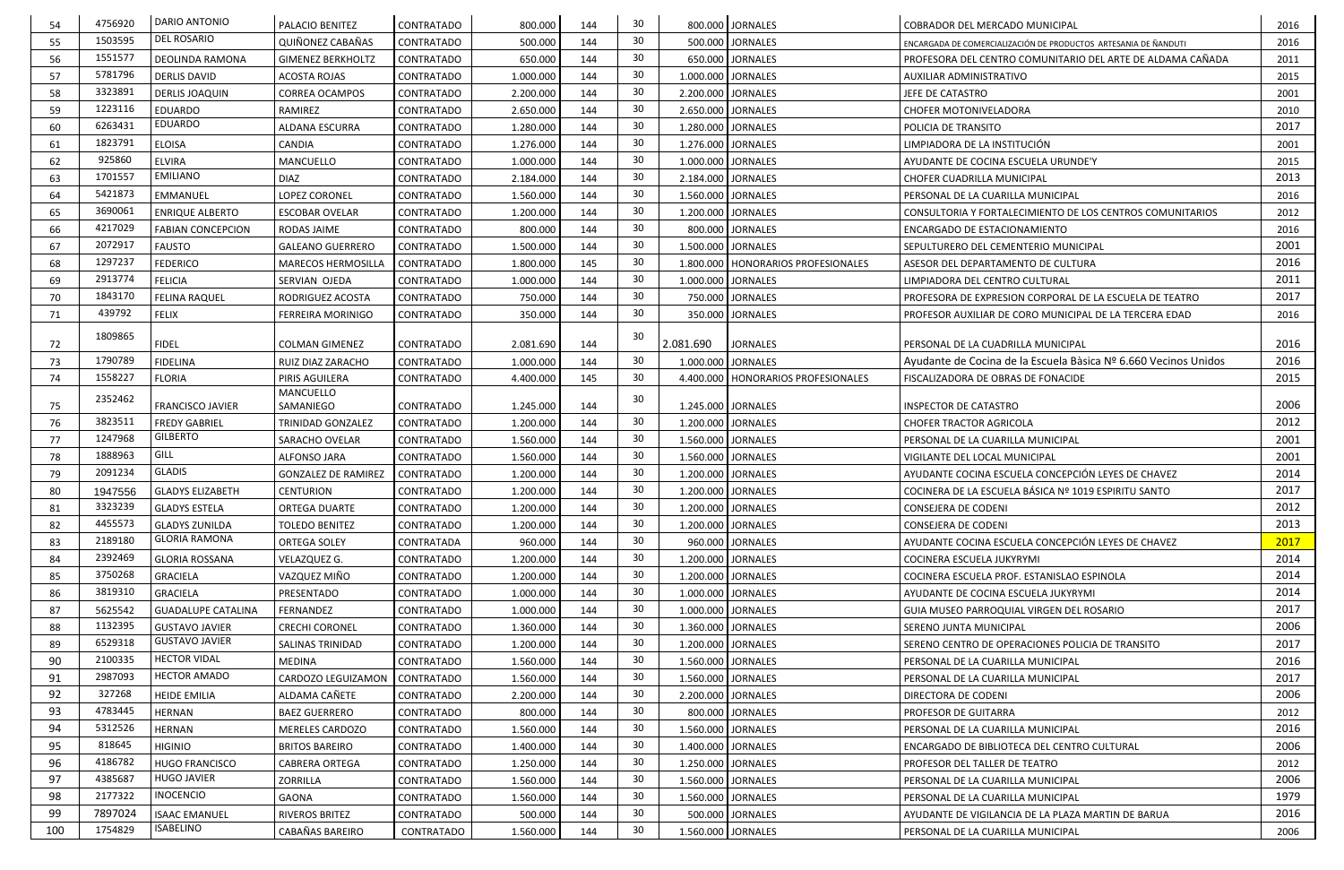| 54 | 4756920 | DARIO ANTONIO | PALACIO BENITEZ | CONTRATADO | 800.000 | 144 | 30 | 800.000 | JORNALES | COBRADOR DEL MERCADO MUNICIPAL | 2016 |
|---|---|---|---|---|---|---|---|---|---|---|---|
| 55 | 1503595 | DEL ROSARIO | QUIÑONEZ CABAÑAS | CONTRATADO | 500.000 | 144 | 30 | 500.000 | JORNALES | ENCARGADA DE COMERCIALIZACIÓN DE PRODUCTOS ARTESANIA DE ÑANDUTI | 2016 |
| 56 | 1551577 | DEOLINDA RAMONA | GIMENEZ BERKHOLTZ | CONTRATADO | 650.000 | 144 | 30 | 650.000 | JORNALES | PROFESORA DEL CENTRO COMUNITARIO DEL ARTE DE ALDAMA CAÑADA | 2011 |
| 57 | 5781796 | DERLIS DAVID | ACOSTA ROJAS | CONTRATADO | 1.000.000 | 144 | 30 | 1.000.000 | JORNALES | AUXILIAR ADMINISTRATIVO | 2015 |
| 58 | 3323891 | DERLIS JOAQUIN | CORREA OCAMPOS | CONTRATADO | 2.200.000 | 144 | 30 | 2.200.000 | JORNALES | JEFE DE CATASTRO | 2001 |
| 59 | 1223116 | EDUARDO | RAMIREZ | CONTRATADO | 2.650.000 | 144 | 30 | 2.650.000 | JORNALES | CHOFER MOTONIVELADORA | 2010 |
| 60 | 6263431 | EDUARDO | ALDANA ESCURRA | CONTRATADO | 1.280.000 | 144 | 30 | 1.280.000 | JORNALES | POLICIA DE TRANSITO | 2017 |
| 61 | 1823791 | ELOISA | CANDIA | CONTRATADO | 1.276.000 | 144 | 30 | 1.276.000 | JORNALES | LIMPIADORA DE LA INSTITUCIÓN | 2001 |
| 62 | 925860 | ELVIRA | MANCUELLO | CONTRATADO | 1.000.000 | 144 | 30 | 1.000.000 | JORNALES | AYUDANTE DE COCINA ESCUELA URUNDE'Y | 2015 |
| 63 | 1701557 | EMILIANO | DIAZ | CONTRATADO | 2.184.000 | 144 | 30 | 2.184.000 | JORNALES | CHOFER CUADRILLA MUNICIPAL | 2013 |
| 64 | 5421873 | EMMANUEL | LOPEZ CORONEL | CONTRATADO | 1.560.000 | 144 | 30 | 1.560.000 | JORNALES | PERSONAL DE LA CUARILLA MUNICIPAL | 2016 |
| 65 | 3690061 | ENRIQUE ALBERTO | ESCOBAR OVELAR | CONTRATADO | 1.200.000 | 144 | 30 | 1.200.000 | JORNALES | CONSULTORIA Y FORTALECIMIENTO DE LOS CENTROS COMUNITARIOS | 2012 |
| 66 | 4217029 | FABIAN CONCEPCION | RODAS JAIME | CONTRATADO | 800.000 | 144 | 30 | 800.000 | JORNALES | ENCARGADO DE ESTACIONAMIENTO | 2016 |
| 67 | 2072917 | FAUSTO | GALEANO GUERRERO | CONTRATADO | 1.500.000 | 144 | 30 | 1.500.000 | JORNALES | SEPULTURERO DEL CEMENTERIO MUNICIPAL | 2001 |
| 68 | 1297237 | FEDERICO | MARECOS HERMOSILLA | CONTRATADO | 1.800.000 | 145 | 30 | 1.800.000 | HONORARIOS PROFESIONALES | ASESOR DEL DEPARTAMENTO DE CULTURA | 2016 |
| 69 | 2913774 | FELICIA | SERVIAN OJEDA | CONTRATADO | 1.000.000 | 144 | 30 | 1.000.000 | JORNALES | LIMPIADORA DEL CENTRO CULTURAL | 2011 |
| 70 | 1843170 | FELINA RAQUEL | RODRIGUEZ ACOSTA | CONTRATADO | 750.000 | 144 | 30 | 750.000 | JORNALES | PROFESORA DE EXPRESION CORPORAL DE LA ESCUELA DE TEATRO | 2017 |
| 71 | 439792 | FELIX | FERREIRA MORINIGO | CONTRATADO | 350.000 | 144 | 30 | 350.000 | JORNALES | PROFESOR AUXILIAR DE CORO MUNICIPAL DE LA TERCERA EDAD | 2016 |
| 72 | 1809865 | FIDEL | COLMAN GIMENEZ | CONTRATADO | 2.081.690 | 144 | 30 | 2.081.690 | JORNALES | PERSONAL DE LA CUADRILLA MUNICIPAL | 2016 |
| 73 | 1790789 | FIDELINA | RUIZ DIAZ ZARACHO | CONTRATADO | 1.000.000 | 144 | 30 | 1.000.000 | JORNALES | Ayudante de Cocina de la Escuela Bàsica Nº 6.660 Vecinos Unidos | 2016 |
| 74 | 1558227 | FLORIA | PIRIS AGUILERA | CONTRATADO | 4.400.000 | 145 | 30 | 4.400.000 | HONORARIOS PROFESIONALES | FISCALIZADORA DE OBRAS DE FONACIDE | 2015 |
| 75 | 2352462 | FRANCISCO JAVIER | MANCUELLO SAMANIEGO | CONTRATADO | 1.245.000 | 144 | 30 | 1.245.000 | JORNALES | INSPECTOR DE CATASTRO | 2006 |
| 76 | 3823511 | FREDY GABRIEL | TRINIDAD GONZALEZ | CONTRATADO | 1.200.000 | 144 | 30 | 1.200.000 | JORNALES | CHOFER TRACTOR AGRICOLA | 2012 |
| 77 | 1247968 | GILBERTO | SARACHO OVELAR | CONTRATADO | 1.560.000 | 144 | 30 | 1.560.000 | JORNALES | PERSONAL DE LA CUARILLA MUNICIPAL | 2001 |
| 78 | 1888963 | GILL | ALFONSO JARA | CONTRATADO | 1.560.000 | 144 | 30 | 1.560.000 | JORNALES | VIGILANTE DEL LOCAL MUNICIPAL | 2001 |
| 79 | 2091234 | GLADIS | GONZALEZ DE RAMIREZ | CONTRATADO | 1.200.000 | 144 | 30 | 1.200.000 | JORNALES | AYUDANTE COCINA ESCUELA CONCEPCIÓN LEYES DE CHAVEZ | 2014 |
| 80 | 1947556 | GLADYS ELIZABETH | CENTURION | CONTRATADO | 1.200.000 | 144 | 30 | 1.200.000 | JORNALES | COCINERA DE LA ESCUELA BÁSICA Nº 1019 ESPIRITU SANTO | 2017 |
| 81 | 3323239 | GLADYS ESTELA | ORTEGA DUARTE | CONTRATADO | 1.200.000 | 144 | 30 | 1.200.000 | JORNALES | CONSEJERA DE CODENI | 2012 |
| 82 | 4455573 | GLADYS ZUNILDA | TOLEDO BENITEZ | CONTRATADO | 1.200.000 | 144 | 30 | 1.200.000 | JORNALES | CONSEJERA DE CODENI | 2013 |
| 83 | 2189180 | GLORIA RAMONA | ORTEGA SOLEY | CONTRATADA | 960.000 | 144 | 30 | 960.000 | JORNALES | AYUDANTE COCINA ESCUELA CONCEPCIÓN LEYES DE CHAVEZ | 2017 |
| 84 | 2392469 | GLORIA ROSSANA | VELAZQUEZ G. | CONTRATADO | 1.200.000 | 144 | 30 | 1.200.000 | JORNALES | COCINERA ESCUELA JUKYRYMI | 2014 |
| 85 | 3750268 | GRACIELA | VAZQUEZ MIÑO | CONTRATADO | 1.200.000 | 144 | 30 | 1.200.000 | JORNALES | COCINERA ESCUELA PROF. ESTANISLAO ESPINOLA | 2014 |
| 86 | 3819310 | GRACIELA | PRESENTADO | CONTRATADO | 1.000.000 | 144 | 30 | 1.000.000 | JORNALES | AYUDANTE DE COCINA ESCUELA JUKYRYMI | 2014 |
| 87 | 5625542 | GUADALUPE CATALINA | FERNANDEZ | CONTRATADO | 1.000.000 | 144 | 30 | 1.000.000 | JORNALES | GUIA MUSEO PARROQUIAL VIRGEN DEL ROSARIO | 2017 |
| 88 | 1132395 | GUSTAVO JAVIER | CRECHI CORONEL | CONTRATADO | 1.360.000 | 144 | 30 | 1.360.000 | JORNALES | SERENO JUNTA MUNICIPAL | 2006 |
| 89 | 6529318 | GUSTAVO JAVIER | SALINAS TRINIDAD | CONTRATADO | 1.200.000 | 144 | 30 | 1.200.000 | JORNALES | SERENO CENTRO DE OPERACIONES POLICIA DE TRANSITO | 2017 |
| 90 | 2100335 | HECTOR VIDAL | MEDINA | CONTRATADO | 1.560.000 | 144 | 30 | 1.560.000 | JORNALES | PERSONAL DE LA CUARILLA MUNICIPAL | 2016 |
| 91 | 2987093 | HECTOR AMADO | CARDOZO LEGUIZAMON | CONTRATADO | 1.560.000 | 144 | 30 | 1.560.000 | JORNALES | PERSONAL DE LA CUARILLA MUNICIPAL | 2017 |
| 92 | 327268 | HEIDE EMILIA | ALDAMA CAÑETE | CONTRATADO | 2.200.000 | 144 | 30 | 2.200.000 | JORNALES | DIRECTORA DE CODENI | 2006 |
| 93 | 4783445 | HERNAN | BAEZ GUERRERO | CONTRATADO | 800.000 | 144 | 30 | 800.000 | JORNALES | PROFESOR DE GUITARRA | 2012 |
| 94 | 5312526 | HERNAN | MERELES CARDOZO | CONTRATADO | 1.560.000 | 144 | 30 | 1.560.000 | JORNALES | PERSONAL DE LA CUARILLA MUNICIPAL | 2016 |
| 95 | 818645 | HIGINIO | BRITOS BAREIRO | CONTRATADO | 1.400.000 | 144 | 30 | 1.400.000 | JORNALES | ENCARGADO DE BIBLIOTECA DEL CENTRO CULTURAL | 2006 |
| 96 | 4186782 | HUGO FRANCISCO | CABRERA ORTEGA | CONTRATADO | 1.250.000 | 144 | 30 | 1.250.000 | JORNALES | PROFESOR DEL TALLER DE TEATRO | 2012 |
| 97 | 4385687 | HUGO JAVIER | ZORRILLA | CONTRATADO | 1.560.000 | 144 | 30 | 1.560.000 | JORNALES | PERSONAL DE LA CUARILLA MUNICIPAL | 2006 |
| 98 | 2177322 | INOCENCIO | GAONA | CONTRATADO | 1.560.000 | 144 | 30 | 1.560.000 | JORNALES | PERSONAL DE LA CUARILLA MUNICIPAL | 1979 |
| 99 | 7897024 | ISAAC EMANUEL | RIVEROS BRITEZ | CONTRATADO | 500.000 | 144 | 30 | 500.000 | JORNALES | AYUDANTE DE VIGILANCIA DE LA PLAZA MARTIN DE BARUA | 2016 |
| 100 | 1754829 | ISABELINO | CABAÑAS BAREIRO | CONTRATADO | 1.560.000 | 144 | 30 | 1.560.000 | JORNALES | PERSONAL DE LA CUARILLA MUNICIPAL | 2006 |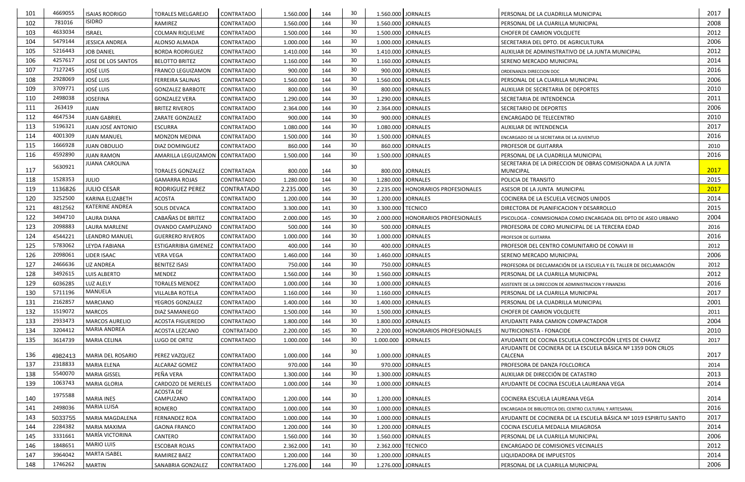| 101 | 4669055 | ISAIAS RODRIGO | TORALES MELGAREJO | CONTRATADO | 1.560.000 | 144 | 30 | 1.560.000 | JORNALES | PERSONAL DE LA CUADRILLA MUNICIPAL | 2017 |
|---|---|---|---|---|---|---|---|---|---|---|---|
| 102 | 781016 | ISIDRO | RAMIREZ | CONTRATADO | 1.560.000 | 144 | 30 | 1.560.000 | JORNALES | PERSONAL DE LA CUARILLA MUNICIPAL | 2008 |
| 103 | 4633034 | ISRAEL | COLMAN RIQUELME | CONTRATADO | 1.500.000 | 144 | 30 | 1.500.000 | JORNALES | CHOFER DE CAMION VOLQUETE | 2012 |
| 104 | 5479144 | JESSICA ANDREA | ALONSO ALMADA | CONTRATADO | 1.000.000 | 144 | 30 | 1.000.000 | JORNALES | SECRETARIA DEL DPTO. DE AGRICULTURA | 2006 |
| 105 | 5216443 | JOB DANIEL | BORDA RODRIGUEZ | CONTRATADO | 1.410.000 | 144 | 30 | 1.410.000 | JORNALES | AUXILIAR DE ADMINISTRATIVO DE LA JUNTA MUNICIPAL | 2012 |
| 106 | 4257617 | JOSE DE LOS SANTOS | BELOTTO BRITEZ | CONTRATADO | 1.160.000 | 144 | 30 | 1.160.000 | JORNALES | SERENO MERCADO MUNICIPAL | 2014 |
| 107 | 7127245 | JOSÉ LUIS | FRANCO LEGUIZAMON | CONTRATADO | 900.000 | 144 | 30 | 900.000 | JORNALES | ORDENANZA DIRECCION DOC | 2016 |
| 108 | 2928069 | JOSÉ LUIS | FERREIRA SALINAS | CONTRATADO | 1.560.000 | 144 | 30 | 1.560.000 | JORNALES | PERSONAL DE LA CUARILLA MUNICIPAL | 2006 |
| 109 | 3709771 | JOSÉ LUIS | GONZALEZ BARBOTE | CONTRATADO | 800.000 | 144 | 30 | 800.000 | JORNALES | AUXILIAR DE SECRETARIA DE DEPORTES | 2010 |
| 110 | 2498038 | JOSEFINA | GONZALEZ VERA | CONTRATADO | 1.290.000 | 144 | 30 | 1.290.000 | JORNALES | SECRETARIA DE INTENDENCIA | 2011 |
| 111 | 263419 | JUAN | BRITEZ RIVEROS | CONTRATADO | 2.364.000 | 144 | 30 | 2.364.000 | JORNALES | SECRETARIO DE DEPORTES | 2006 |
| 112 | 4647534 | JUAN GABRIEL | ZARATE GONZALEZ | CONTRATADO | 900.000 | 144 | 30 | 900.000 | JORNALES | ENCARGADO DE TELECENTRO | 2010 |
| 113 | 5196321 | JUAN JOSÉ ANTONIO | ESCURRA | CONTRATADO | 1.080.000 | 144 | 30 | 1.080.000 | JORNALES | AUXILIAR DE INTENDENCIA | 2017 |
| 114 | 4001309 | JUAN MANUEL | MONZON MEDINA | CONTRATADO | 1.500.000 | 144 | 30 | 1.500.000 | JORNALES | ENCARGADO DE LA SECRETARIA DE LA JUVENTUD | 2016 |
| 115 | 1666928 | JUAN OBDULIO | DIAZ DOMINGUEZ | CONTRATADO | 860.000 | 144 | 30 | 860.000 | JORNALES | PROFESOR DE GUITARRA | 2010 |
| 116 | 4592890 | JUAN RAMON | AMARILLA LEGUIZAMON | CONTRATADO | 1.500.000 | 144 | 30 | 1.500.000 | JORNALES | PERSONAL DE LA CUADRILLA MUNICIPAL | 2016 |
| 117 | 5630921 | JUANA CAROLINA | TORALES GONZALEZ | CONTRATADA | 800.000 | 144 | 30 | 800.000 | JORNALES | SECRETARIA DE LA DIRECCION DE OBRAS COMISIONADA A LA JUNTA MUNICIPAL | 2017 |
| 118 | 1528353 | JULIO | GAMARRA ROJAS | CONTRATADO | 1.280.000 | 144 | 30 | 1.280.000 | JORNALES | POLICIA DE TRANSITO | 2015 |
| 119 | 1136826 | JULIO CESAR | RODRIGUEZ PEREZ | CONTRATADO | 2.235.000 | 145 | 30 | 2.235.000 | HONORARIOS PROFESIONALES | ASESOR DE LA JUNTA MUNICIPAL | 2017 |
| 120 | 3252500 | KARINA ELIZABETH | ACOSTA | CONTRATADO | 1.200.000 | 144 | 30 | 1.200.000 | JORNALES | COCINERA DE LA ESCUELA VECINOS UNIDOS | 2014 |
| 121 | 4812562 | KATERINE ANDREA | SOLIS DEVACA | CONTRATADO | 3.300.000 | 141 | 30 | 3.300.000 | TECNICO | DIRECTORA DE PLANIFICACION Y DESARROLLO | 2015 |
| 122 | 3494710 | LAURA DIANA | CABAÑAS DE BRITEZ | CONTRATADO | 2.000.000 | 145 | 30 | 2.000.000 | HONORARIOS PROFESIONALES | PSICOLOGA - CONMISIONADA COMO ENCARGADA DEL DPTO DE ASEO URBANO | 2004 |
| 123 | 2098883 | LAURA MARLENE | OVANDO CAMPUZANO | CONTRATADO | 500.000 | 144 | 30 | 500.000 | JORNALES | PROFESORA DE CORO MUNICIPAL DE LA TERCERA EDAD | 2016 |
| 124 | 4544221 | LEANDRO MANUEL | GUERRERO RIVEROS | CONTRATADO | 1.000.000 | 144 | 30 | 1.000.000 | JORNALES | PROFESOR DE GUITARRA | 2016 |
| 125 | 5783062 | LEYDA FABIANA | ESTIGARRIBIA GIMENEZ | CONTRATADO | 400.000 | 144 | 30 | 400.000 | JORNALES | PROFESOR DEL CENTRO COMUNITARIO DE CONAVI III | 2012 |
| 126 | 2098061 | LIDER ISAAC | VERA VEGA | CONTRATADO | 1.460.000 | 144 | 30 | 1.460.000 | JORNALES | SERENO MERCADO MUNICIPAL | 2006 |
| 127 | 2466636 | LIZ ANDREA | BENITEZ ISASI | CONTRATADO | 750.000 | 144 | 30 | 750.000 | JORNALES | PROFESORA DE DECLAMACIÓN DE LA ESCUELA Y EL TALLER DE DECLAMACIÓN | 2012 |
| 128 | 3492615 | LUIS ALBERTO | MENDEZ | CONTRATADO | 1.560.000 | 144 | 30 | 1.560.000 | JORNALES | PERSONAL DE LA CUARILLA MUNICIPAL | 2012 |
| 129 | 6036285 | LUZ ALELY | TORALES MENDEZ | CONTRATADO | 1.000.000 | 144 | 30 | 1.000.000 | JORNALES | ASISTENTE DE LA DIRECCION DE ADMINISTRACION Y FINANZAS | 2016 |
| 130 | 5711196 | MANUELA | VILLALBA ROTELA | CONTRATADO | 1.160.000 | 144 | 30 | 1.160.000 | JORNALES | PERSONAL DE LA CUARILLA MUNICIPAL | 2017 |
| 131 | 2162857 | MARCIANO | YEGROS GONZALEZ | CONTRATADO | 1.400.000 | 144 | 30 | 1.400.000 | JORNALES | PERSONAL DE LA CUADRILLA MUNICIPAL | 2001 |
| 132 | 1519072 | MARCOS | DIAZ SAMANIEGO | CONTRATADO | 1.500.000 | 144 | 30 | 1.500.000 | JORNALES | CHOFER DE CAMION VOLQUETE | 2011 |
| 133 | 2933473 | MARCOS AURELIO | ACOSTA FIGUEREDO | CONTRATADO | 1.800.000 | 144 | 30 | 1.800.000 | JORNALES | AYUDANTE PARA CAMION COMPACTADOR | 2004 |
| 134 | 3204412 | MARIA ANDREA | ACOSTA LEZCANO | CONTRATADO | 2.200.000 | 145 | 30 | 2.200.000 | HONORARIOS PROFESIONALES | NUTRICIONISTA - FONACIDE | 2010 |
| 135 | 3614739 | MARIA CELINA | LUGO DE ORTIZ | CONTRATADO | 1.000.000 | 144 | 30 | 1.000.000 | JORNALES | AYUDANTE DE COCINA ESCUELA CONCEPCIÓN LEYES DE CHAVEZ | 2017 |
| 136 | 4982413 | MARIA DEL ROSARIO | PEREZ VAZQUEZ | CONTRATADO | 1.000.000 | 144 | 30 | 1.000.000 | JORNALES | AYUDANTE DE COCINERA DE LA ESCUELA BÁSICA Nº 1359 DON CRLOS CALCENA | 2017 |
| 137 | 2318833 | MARIA ELENA | ALCARAZ GOMEZ | CONTRATADO | 970.000 | 144 | 30 | 970.000 | JORNALES | PROFESORA DE DANZA FOLCLORICA | 2014 |
| 138 | 5540070 | MARIA GISSEL | PEÑA VERA | CONTRATADO | 1.300.000 | 144 | 30 | 1.300.000 | JORNALES | AUXILIAR DE DIRECCIÓN DE CATASTRO | 2013 |
| 139 | 1063743 | MARIA GLORIA | CARDOZO DE MERELES | CONTRATADO | 1.000.000 | 144 | 30 | 1.000.000 | JORNALES | AYUDANTE DE COCINA ESCUELA LAUREANA VEGA | 2014 |
| 140 | 1975588 | MARIA INES | ACOSTA DE CAMPUZANO | CONTRATADO | 1.200.000 | 144 | 30 | 1.200.000 | JORNALES | COCINERA ESCUELA LAUREANA VEGA | 2014 |
| 141 | 2498036 | MARIA LUISA | ROMERO | CONTRATADO | 1.000.000 | 144 | 30 | 1.000.000 | JORNALES | ENCARGADA DE BIBLIOTECA DEL CENTRO CULTURAL Y ARTESANAL | 2016 |
| 143 | 5033755 | MARIA MAGDALENA | FERNANDEZ ROA | CONTRATADO | 1.000.000 | 144 | 30 | 1.000.000 | JORNALES | AYUDANTE DE COCINERA DE LA ESCUELA BÁSICA Nº 1019 ESPIRITU SANTO | 2017 |
| 144 | 2284382 | MARIA MAXIMA | GAONA FRANCO | CONTRATADO | 1.200.000 | 144 | 30 | 1.200.000 | JORNALES | COCINA ESCUELA MEDALLA MILAGROSA | 2014 |
| 145 | 3331661 | MARÍA VICTORINA | CANTERO | CONTRATADO | 1.560.000 | 144 | 30 | 1.560.000 | JORNALES | PERSONAL DE LA CUARILLA MUNICIPAL | 2006 |
| 146 | 1848651 | MARIO LUIS | ESCOBAR ROJAS | CONTRATADO | 2.362.000 | 141 | 30 | 2.362.000 | TECNICO | ENCARGADO DE COMISIONES VECINALES | 2012 |
| 147 | 3964042 | MARTA ISABEL | RAMIREZ BAEZ | CONTRATADO | 1.200.000 | 144 | 30 | 1.200.000 | JORNALES | LIQUIDADORA DE IMPUESTOS | 2014 |
| 148 | 1746262 | MARTIN | SANABRIA GONZALEZ | CONTRATADO | 1.276.000 | 144 | 30 | 1.276.000 | JORNALES | PERSONAL DE LA CUARILLA MUNICIPAL | 2006 |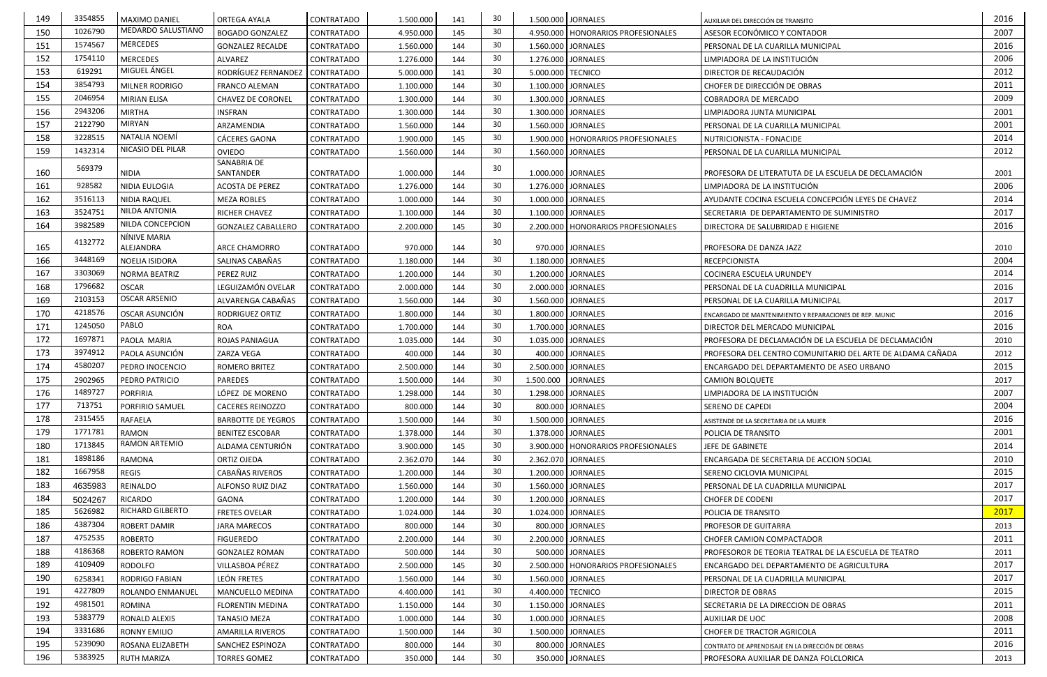| 149 | 3354855 | MAXIMO DANIEL | ORTEGA AYALA | CONTRATADO | 1.500.000 | 141 | 30 | 1.500.000 | JORNALES | AUXILIAR DEL DIRECCIÓN DE TRANSITO | 2016 |
|---|---|---|---|---|---|---|---|---|---|---|---|
| 150 | 1026790 | MEDARDO SALUSTIANO | BOGADO GONZALEZ | CONTRATADO | 4.950.000 | 145 | 30 | 4.950.000 | HONORARIOS PROFESIONALES | ASESOR ECONÓMICO Y CONTADOR | 2007 |
| 151 | 1574567 | MERCEDES | GONZALEZ RECALDE | CONTRATADO | 1.560.000 | 144 | 30 | 1.560.000 | JORNALES | PERSONAL DE LA CUARILLA MUNICIPAL | 2016 |
| 152 | 1754110 | MERCEDES | ALVAREZ | CONTRATADO | 1.276.000 | 144 | 30 | 1.276.000 | JORNALES | LIMPIADORA DE LA INSTITUCIÓN | 2006 |
| 153 | 619291 | MIGUEL ÁNGEL | RODRÍGUEZ FERNANDEZ | CONTRATADO | 5.000.000 | 141 | 30 | 5.000.000 | TECNICO | DIRECTOR DE RECAUDACIÓN | 2012 |
| 154 | 3854793 | MILNER RODRIGO | FRANCO ALEMAN | CONTRATADO | 1.100.000 | 144 | 30 | 1.100.000 | JORNALES | CHOFER DE DIRECCIÓN DE OBRAS | 2011 |
| 155 | 2046954 | MIRIAN ELISA | CHAVEZ DE CORONEL | CONTRATADO | 1.300.000 | 144 | 30 | 1.300.000 | JORNALES | COBRADORA DE MERCADO | 2009 |
| 156 | 2943206 | MIRTHA | INSFRAN | CONTRATADO | 1.300.000 | 144 | 30 | 1.300.000 | JORNALES | LIMPIADORA JUNTA MUNICIPAL | 2001 |
| 157 | 2122790 | MIRYAN | ARZAMENDIA | CONTRATADO | 1.560.000 | 144 | 30 | 1.560.000 | JORNALES | PERSONAL DE LA CUARILLA MUNICIPAL | 2001 |
| 158 | 3228515 | NATALIA NOEMÍ | CÁCERES GAONA | CONTRATADO | 1.900.000 | 145 | 30 | 1.900.000 | HONORARIOS PROFESIONALES | NUTRICIONISTA - FONACIDE | 2014 |
| 159 | 1432314 | NICASIO DEL PILAR | OVIEDO | CONTRATADO | 1.560.000 | 144 | 30 | 1.560.000 | JORNALES | PERSONAL DE LA CUARILLA MUNICIPAL | 2012 |
| 160 | 569379 | NIDIA | SANABRIA DE SANTANDER | CONTRATADO | 1.000.000 | 144 | 30 | 1.000.000 | JORNALES | PROFESORA DE LITERATUTA DE LA ESCUELA DE DECLAMACIÓN | 2001 |
| 161 | 928582 | NIDIA EULOGIA | ACOSTA DE PEREZ | CONTRATADO | 1.276.000 | 144 | 30 | 1.276.000 | JORNALES | LIMPIADORA DE LA INSTITUCIÓN | 2006 |
| 162 | 3516113 | NIDIA RAQUEL | MEZA ROBLES | CONTRATADO | 1.000.000 | 144 | 30 | 1.000.000 | JORNALES | AYUDANTE COCINA ESCUELA CONCEPCIÓN LEYES DE CHAVEZ | 2014 |
| 163 | 3524751 | NILDA ANTONIA | RICHER CHAVEZ | CONTRATADO | 1.100.000 | 144 | 30 | 1.100.000 | JORNALES | SECRETARIA DE DEPARTAMENTO DE SUMINISTRO | 2017 |
| 164 | 3982589 | NILDA CONCEPCION | GONZALEZ CABALLERO | CONTRATADO | 2.200.000 | 145 | 30 | 2.200.000 | HONORARIOS PROFESIONALES | DIRECTORA DE SALUBRIDAD E HIGIENE | 2016 |
| 165 | 4132772 | NÍNIVE MARIA ALEJANDRA | ARCE CHAMORRO | CONTRATADO | 970.000 | 144 | 30 | 970.000 | JORNALES | PROFESORA DE DANZA JAZZ | 2010 |
| 166 | 3448169 | NOELIA ISIDORA | SALINAS CABAÑAS | CONTRATADO | 1.180.000 | 144 | 30 | 1.180.000 | JORNALES | RECEPCIONISTA | 2004 |
| 167 | 3303069 | NORMA BEATRIZ | PEREZ RUIZ | CONTRATADO | 1.200.000 | 144 | 30 | 1.200.000 | JORNALES | COCINERA ESCUELA URUNDE'Y | 2014 |
| 168 | 1796682 | OSCAR | LEGUIZAMÓN OVELAR | CONTRATADO | 2.000.000 | 144 | 30 | 2.000.000 | JORNALES | PERSONAL DE LA CUADRILLA MUNICIPAL | 2016 |
| 169 | 2103153 | OSCAR ARSENIO | ALVARENGA CABAÑAS | CONTRATADO | 1.560.000 | 144 | 30 | 1.560.000 | JORNALES | PERSONAL DE LA CUARILLA MUNICIPAL | 2017 |
| 170 | 4218576 | OSCAR ASUNCIÓN | RODRIGUEZ ORTIZ | CONTRATADO | 1.800.000 | 144 | 30 | 1.800.000 | JORNALES | ENCARGADO DE MANTENIMIENTO Y REPARACIONES DE REP. MUNIC | 2016 |
| 171 | 1245050 | PABLO | ROA | CONTRATADO | 1.700.000 | 144 | 30 | 1.700.000 | JORNALES | DIRECTOR DEL MERCADO MUNICIPAL | 2016 |
| 172 | 1697871 | PAOLA MARIA | ROJAS PANIAGUA | CONTRATADO | 1.035.000 | 144 | 30 | 1.035.000 | JORNALES | PROFESORA DE DECLAMACIÓN DE LA ESCUELA DE DECLAMACIÓN | 2010 |
| 173 | 3974912 | PAOLA ASUNCIÓN | ZARZA VEGA | CONTRATADO | 400.000 | 144 | 30 | 400.000 | JORNALES | PROFESORA DEL CENTRO COMUNITARIO DEL ARTE DE ALDAMA CAÑADA | 2012 |
| 174 | 4580207 | PEDRO INOCENCIO | ROMERO BRITEZ | CONTRATADO | 2.500.000 | 144 | 30 | 2.500.000 | JORNALES | ENCARGADO DEL DEPARTAMENTO DE ASEO URBANO | 2015 |
| 175 | 2902965 | PEDRO PATRICIO | PAREDES | CONTRATADO | 1.500.000 | 144 | 30 | 1.500.000 | JORNALES | CAMION BOLQUETE | 2017 |
| 176 | 1489727 | PORFIRIA | LÓPEZ DE MORENO | CONTRATADO | 1.298.000 | 144 | 30 | 1.298.000 | JORNALES | LIMPIADORA DE LA INSTITUCIÓN | 2007 |
| 177 | 713751 | PORFIRIO SAMUEL | CACERES REINOZZO | CONTRATADO | 800.000 | 144 | 30 | 800.000 | JORNALES | SERENO DE CAPEDI | 2004 |
| 178 | 2315455 | RAFAELA | BARBOTTE DE YEGROS | CONTRATADO | 1.500.000 | 144 | 30 | 1.500.000 | JORNALES | ASISTENDE DE LA SECRETARIA DE LA MUJER | 2016 |
| 179 | 1771781 | RAMON | BENITEZ ESCOBAR | CONTRATADO | 1.378.000 | 144 | 30 | 1.378.000 | JORNALES | POLICIA DE TRANSITO | 2001 |
| 180 | 1713845 | RAMON ARTEMIO | ALDAMA CENTURIÓN | CONTRATADO | 3.900.000 | 145 | 30 | 3.900.000 | HONORARIOS PROFESIONALES | JEFE DE GABINETE | 2014 |
| 181 | 1898186 | RAMONA | ORTIZ OJEDA | CONTRATADO | 2.362.070 | 144 | 30 | 2.362.070 | JORNALES | ENCARGADA DE SECRETARIA DE ACCION SOCIAL | 2010 |
| 182 | 1667958 | REGIS | CABAÑAS RIVEROS | CONTRATADO | 1.200.000 | 144 | 30 | 1.200.000 | JORNALES | SERENO CICLOVIA MUNICIPAL | 2015 |
| 183 | 4635983 | REINALDO | ALFONSO RUIZ DIAZ | CONTRATADO | 1.560.000 | 144 | 30 | 1.560.000 | JORNALES | PERSONAL DE LA CUADRILLA MUNICIPAL | 2017 |
| 184 | 5024267 | RICARDO | GAONA | CONTRATADO | 1.200.000 | 144 | 30 | 1.200.000 | JORNALES | CHOFER DE CODENI | 2017 |
| 185 | 5626982 | RICHARD GILBERTO | FRETES OVELAR | CONTRATADO | 1.024.000 | 144 | 30 | 1.024.000 | JORNALES | POLICIA DE TRANSITO | 2017 |
| 186 | 4387304 | ROBERT DAMIR | JARA MARECOS | CONTRATADO | 800.000 | 144 | 30 | 800.000 | JORNALES | PROFESOR DE GUITARRA | 2013 |
| 187 | 4752535 | ROBERTO | FIGUEREDO | CONTRATADO | 2.200.000 | 144 | 30 | 2.200.000 | JORNALES | CHOFER CAMION COMPACTADOR | 2011 |
| 188 | 4186368 | ROBERTO RAMON | GONZALEZ ROMAN | CONTRATADO | 500.000 | 144 | 30 | 500.000 | JORNALES | PROFESOROR DE TEORIA TEATRAL DE LA ESCUELA DE TEATRO | 2011 |
| 189 | 4109409 | RODOLFO | VILLASBOA PÉREZ | CONTRATADO | 2.500.000 | 145 | 30 | 2.500.000 | HONORARIOS PROFESIONALES | ENCARGADO DEL DEPARTAMENTO DE AGRICULTURA | 2017 |
| 190 | 6258341 | RODRIGO FABIAN | LEÓN FRETES | CONTRATADO | 1.560.000 | 144 | 30 | 1.560.000 | JORNALES | PERSONAL DE LA CUADRILLA MUNICIPAL | 2017 |
| 191 | 4227809 | ROLANDO ENMANUEL | MANCUELLO MEDINA | CONTRATADO | 4.400.000 | 141 | 30 | 4.400.000 | TECNICO | DIRECTOR DE OBRAS | 2015 |
| 192 | 4981501 | ROMINA | FLORENTIN MEDINA | CONTRATADO | 1.150.000 | 144 | 30 | 1.150.000 | JORNALES | SECRETARIA DE LA DIRECCION DE OBRAS | 2011 |
| 193 | 5383779 | RONALD ALEXIS | TANASIO MEZA | CONTRATADO | 1.000.000 | 144 | 30 | 1.000.000 | JORNALES | AUXILIAR DE UOC | 2008 |
| 194 | 3331686 | RONNY EMILIO | AMARILLA RIVEROS | CONTRATADO | 1.500.000 | 144 | 30 | 1.500.000 | JORNALES | CHOFER DE TRACTOR AGRICOLA | 2011 |
| 195 | 5239090 | ROSANA ELIZABETH | SANCHEZ ESPINOZA | CONTRATADO | 800.000 | 144 | 30 | 800.000 | JORNALES | CONTRATO DE APRENDISAJE EN LA DIRECCIÓN DE OBRAS | 2016 |
| 196 | 5383925 | RUTH MARIZA | TORRES GOMEZ | CONTRATADO | 350.000 | 144 | 30 | 350.000 | JORNALES | PROFESORA AUXILIAR DE DANZA FOLCLORICA | 2013 |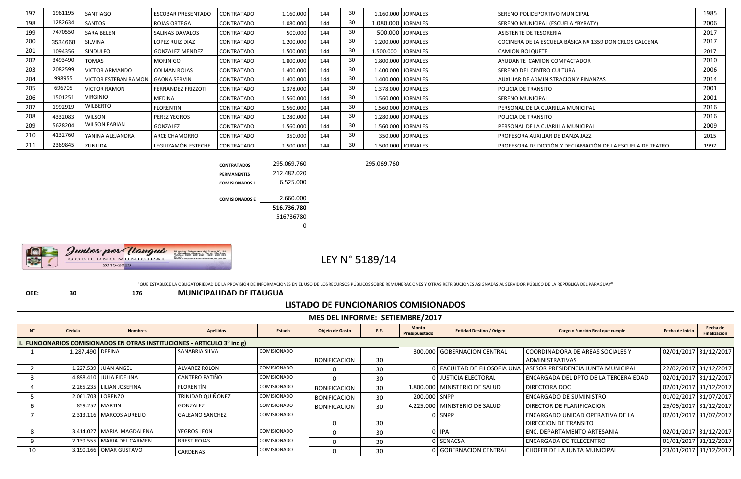| 197 | 1961195 | SANTIAGO | ESCOBAR PRESENTADO | CONTRATADO | 1.160.000 | 144 | 30 | 1.160.000 | JORNALES | SERENO POLIDEPORTIVO MUNICIPAL | 1985 |
|---|---|---|---|---|---|---|---|---|---|---|---|
| 198 | 1282634 | SANTOS | ROJAS ORTEGA | CONTRATADO | 1.080.000 | 144 | 30 | 1.080.000 | JORNALES | SERENO MUNICIPAL (ESCUELA YBYRATY) | 2006 |
| 199 | 7470550 | SARA BELEN | SALINAS DAVALOS | CONTRATADO | 500.000 | 144 | 30 | 500.000 | JORNALES | ASISTENTE DE TESORERIA | 2017 |
| 200 | 3534668 | SILVINA | LOPEZ RUIZ DIAZ | CONTRATADO | 1.200.000 | 144 | 30 | 1.200.000 | JORNALES | COCINERA DE LA ESCUELA BÁSICA Nº 1359 DON CRLOS CALCENA | 2017 |
| 201 | 1094356 | SINDULFO | GONZALEZ MENDEZ | CONTRATADO | 1.500.000 | 144 | 30 | 1.500.000 | JORNALES | CAMION BOLQUETE | 2017 |
| 202 | 3493490 | TOMAS | MORINIGO | CONTRATADO | 1.800.000 | 144 | 30 | 1.800.000 | JORNALES | AYUDANTE CAMION COMPACTADOR | 2010 |
| 203 | 2082599 | VICTOR ARMANDO | COLMAN ROJAS | CONTRATADO | 1.400.000 | 144 | 30 | 1.400.000 | JORNALES | SERENO DEL CENTRO CULTURAL | 2006 |
| 204 | 998955 | VICTOR ESTEBAN RAMON | GAONA SERVIN | CONTRATADO | 1.400.000 | 144 | 30 | 1.400.000 | JORNALES | AUXILIAR DE ADMINISTRACION Y FINANZAS | 2014 |
| 205 | 696705 | VICTOR RAMON | FERNANDEZ FRIZZOTI | CONTRATADO | 1.378.000 | 144 | 30 | 1.378.000 | JORNALES | POLICIA DE TRANSITO | 2001 |
| 206 | 1501251 | VIRGINIO | MEDINA | CONTRATADO | 1.560.000 | 144 | 30 | 1.560.000 | JORNALES | SERENO MUNICIPAL | 2001 |
| 207 | 1992919 | WILBERTO | FLORENTIN | CONTRATADO | 1.560.000 | 144 | 30 | 1.560.000 | JORNALES | PERSONAL DE LA CUARILLA MUNICIPAL | 2016 |
| 208 | 4332083 | WILSON | PEREZ YEGROS | CONTRATADO | 1.280.000 | 144 | 30 | 1.280.000 | JORNALES | POLICIA DE TRANSITO | 2016 |
| 209 | 5628204 | WILSON FABIAN | GONZALEZ | CONTRATADO | 1.560.000 | 144 | 30 | 1.560.000 | JORNALES | PERSONAL DE LA CUARILLA MUNICIPAL | 2009 |
| 210 | 4132760 | YANINA ALEJANDRA | ARCE CHAMORRO | CONTRATADO | 350.000 | 144 | 30 | 350.000 | JORNALES | PROFESORA AUXILIAR DE DANZA JAZZ | 2015 |
| 211 | 2369845 | ZUNILDA | LEGUIZAMÓN ESTECHE | CONTRATADO | 1.500.000 | 144 | 30 | 1.500.000 | JORNALES | PROFESORA DE DICCIÓN Y DECLAMACIÓN DE LA ESCUELA DE TEATRO | 1997 |

| | | |
|---|---|---|
| **CONTRATADOS** | 295.069.760 | 295.069.760 |
| **PERMANENTES** | 212.482.020 | |
| **COMISIONADOS I** | 6.525.000 | |
| **COMISIONADOS E** | 2.660.000 | |
| | **516.736.780** | |
| | 516736780 | |
| | 0 | |

Juntos por Itauguá
GOBIERNO MUNICIPAL
2015-2020

# LEY N° 5189/14

"QUE ESTABLECE LA OBLIGATORIEDAD DE LA PROVISIÓN DE INFORMACIONES EN EL USO DE LOS RECURSOS PÚBLICOS SOBRE REMUNERACIONES Y OTRAS RETRIBUCIONES ASIGNADAS AL SERVIDOR PÚBLICO DE LA REPÚBLICA DEL PARAGUAY"

**OEE:** 30 176 **MUNICIPALIDAD DE ITAUGUA**

## LISTADO DE FUNCIONARIOS COMISIONADOS

### MES DEL INFORME: SETIEMBRE/2017

| N° | Cédula | Nombres | Apellidos | Estado | Objeto de Gasto | F.F. | Monto Presupuestado | Entidad Destino / Origen | Cargo o Función Real que cumple | Fecha de Inicio | Fecha de Finalización |
|---|---|---|---|---|---|---|---|---|---|---|---|
| **I. FUNCIONARIOS COMISIONADOS EN OTRAS INSTITUCIONES - ARTICULO 3° inc g)** | | | | | | | | | | | |
| 1 | 1.287.490 | DEFINA | SANABRIA SILVA | COMISIONADO | BONIFICACION | 30 | 300.000 | GOBERNACION CENTRAL | COORDINADORA DE AREAS SOCIALES Y ADMINISTRATIVAS | 02/01/2017 | 31/12/2017 |
| 2 | 1.227.539 | JUAN ANGEL | ALVAREZ ROLON | COMISIONADO | 0 | 30 | 0 | FACULTAD DE FILOSOFIA UNA | ASESOR PRESIDENCIA JUNTA MUNICIPAL | 22/02/2017 | 31/12/2017 |
| 3 | 4.898.410 | JULIA FIDELINA | CANTERO PATIÑO | COMISIONADO | 0 | 30 | 0 | JUSTICIA ELECTORAL | ENCARGADA DEL DPTO DE LA TERCERA EDAD | 02/01/2017 | 31/12/2017 |
| 4 | 2.265.235 | LILIAN JOSEFINA | FLORENTÍN | COMISIONADO | BONIFICACION | 30 | 1.800.000 | MINISTERIO DE SALUD | DIRECTORA DOC | 02/01/2017 | 31/12/2017 |
| 5 | 2.061.703 | LORENZO | TRINIDAD QUIÑONEZ | COMISIONADO | BONIFICACION | 30 | 200.000 | SNPP | ENCARGADO DE SUMINISTRO | 01/02/2017 | 31/07/2017 |
| 6 | 859.252 | MARTIN | GONZALEZ | COMISIONADO | BONIFICACION | 30 | 4.225.000 | MINISTERIO DE SALUD | DIRECTOR DE PLANIFICACION | 25/05/2017 | 31/12/2017 |
| 7 | 2.313.116 | MARCOS AURELIO | GALEANO SANCHEZ | COMISIONADO | 0 | 30 | 0 | SNPP | ENCARGADO UNIDAD OPERATIVA DE LA DIRECCION DE TRANSITO | 02/01/2017 | 31/07/2017 |
| 8 | 3.414.027 | MARIA MAGDALENA | YEGROS LEON | COMISIONADO | 0 | 30 | 0 | IPA | ENC. DEPARTAMENTO ARTESANIA | 02/01/2017 | 31/12/2017 |
| 9 | 2.139.555 | MARIA DEL CARMEN | BREST ROJAS | COMISIONADO | 0 | 30 | 0 | SENACSA | ENCARGADA DE TELECENTRO | 01/01/2017 | 31/12/2017 |
| 10 | 3.190.166 | OMAR GUSTAVO | CARDENAS | COMISIONADO | 0 | 30 | 0 | GOBERNACION CENTRAL | CHOFER DE LA JUNTA MUNICIPAL | 23/01/2017 | 31/12/2017 |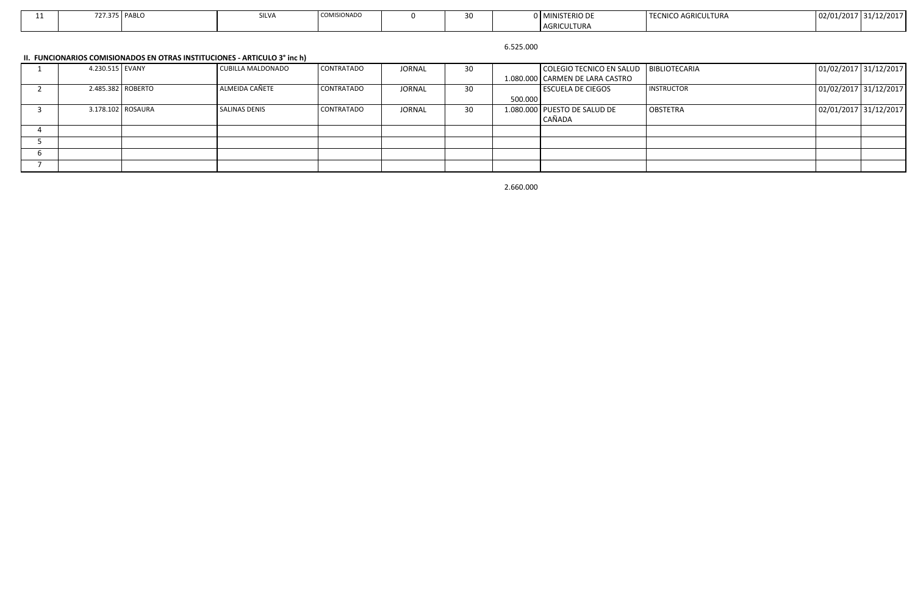| | | | | | | | | | | | | |
|---|---|---|---|---|---|---|---|---|---|---|---|---|
| 11 | 727.375 | PABLO | SILVA | COMISIONADO | 0 | 30 | 0 | MINISTERIO DE AGRICULTURA | TECNICO AGRICULTURA | 02/01/2017 | 31/12/2017 |

6.525.000

**II. FUNCIONARIOS COMISIONADOS EN OTRAS INSTITUCIONES - ARTICULO 3° inc h)**

| | | | | | | | | | | | |
|---|---|---|---|---|---|---|---|---|---|---|---|
| 1 | 4.230.515 | EVANY | CUBILLA MALDONADO | CONTRATADO | JORNAL | 30 | 1.080.000 | COLEGIO TECNICO EN SALUD CARMEN DE LARA CASTRO | BIBLIOTECARIA | 01/02/2017 | 31/12/2017 |
| 2 | 2.485.382 | ROBERTO | ALMEIDA CAÑETE | CONTRATADO | JORNAL | 30 | 500.000 | ESCUELA DE CIEGOS | INSTRUCTOR | 01/02/2017 | 31/12/2017 |
| 3 | 3.178.102 | ROSAURA | SALINAS DENIS | CONTRATADO | JORNAL | 30 | 1.080.000 | PUESTO DE SALUD DE CAÑADA | OBSTETRA | 02/01/2017 | 31/12/2017 |
| 4 | | | | | | | | | | | |
| 5 | | | | | | | | | | | |
| 6 | | | | | | | | | | | |
| 7 | | | | | | | | | | | |

2.660.000